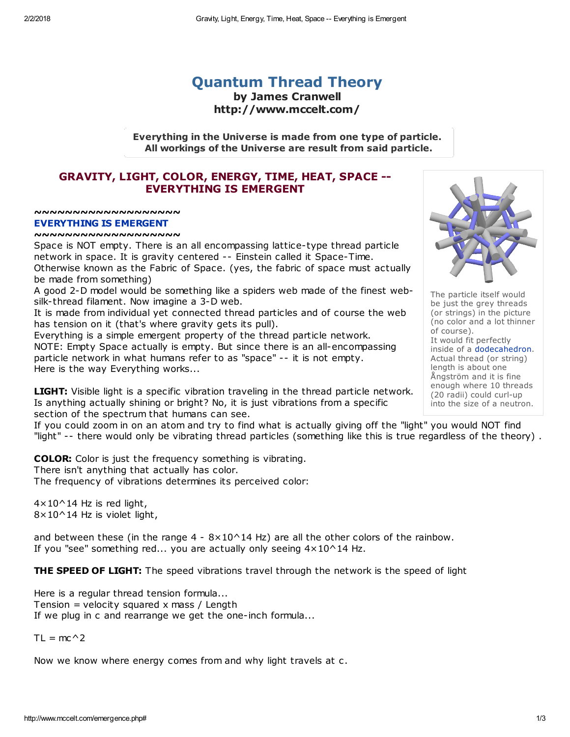# Quantum Thread Theory

**by James Cranwell**
**http://www.mccelt.com/**

**Everything in the Universe is made from one type of particle.**
**All workings of the Universe are result from said particle.**

## GRAVITY, LIGHT, COLOR, ENERGY, TIME, HEAT, SPACE -- EVERYTHING IS EMERGENT

**~~~~~~~~~~~~~~~~~~~~**
**EVERYTHING IS EMERGENT**
**~~~~~~~~~~~~~~~~~~~~**

Space is NOT empty. There is an all encompassing lattice-type thread particle network in space. It is gravity centered -- Einstein called it Space-Time.
Otherwise known as the Fabric of Space. (yes, the fabric of space must actually be made from something)
A good 2-D model would be something like a spiders web made of the finest web-silk-thread filament. Now imagine a 3-D web.
It is made from individual yet connected thread particles and of course the web has tension on it (that's where gravity gets its pull).
Everything is a simple emergent property of the thread particle network.
NOTE: Empty Space actually is empty. But since there is an all-encompassing particle network in what humans refer to as "space" -- it is not empty.
Here is the way Everything works...

The particle itself would be just the grey threads (or strings) in the picture (no color and a lot thinner of course).
It would fit perfectly inside of a dodecahedron.
Actual thread (or string) length is about one Ångström and it is fine enough where 10 threads (20 radii) could curl-up into the size of a neutron.

**LIGHT:** Visible light is a specific vibration traveling in the thread particle network.
Is anything actually shining or bright? No, it is just vibrations from a specific section of the spectrum that humans can see.
If you could zoom in on an atom and try to find what is actually giving off the "light" you would NOT find "light" -- there would only be vibrating thread particles (something like this is true regardless of the theory) .

**COLOR:** Color is just the frequency something is vibrating.
There isn't anything that actually has color.
The frequency of vibrations determines its perceived color:

$4\times10^{14}$ Hz is red light,
$8\times10^{14}$ Hz is violet light,

and between these (in the range 4 - $8\times10^{14}$ Hz) are all the other colors of the rainbow.
If you "see" something red... you are actually only seeing $4\times10^{14}$ Hz.

**THE SPEED OF LIGHT:** The speed vibrations travel through the network is the speed of light

Here is a regular thread tension formula...
Tension = velocity squared x mass / Length
If we plug in c and rearrange we get the one-inch formula...

$$TL = mc^2$$

Now we know where energy comes from and why light travels at c.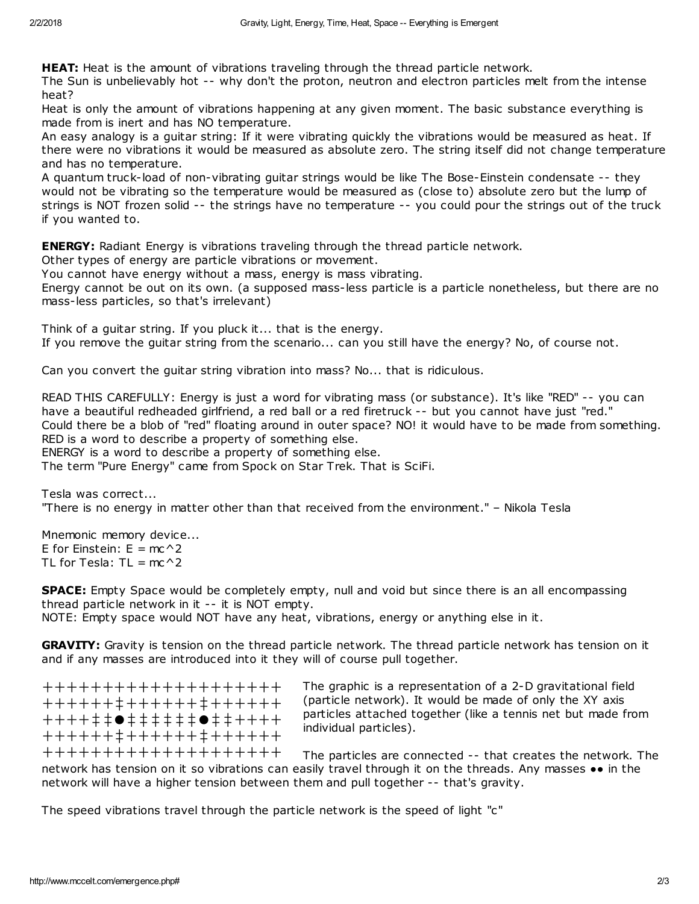**HEAT:** Heat is the amount of vibrations traveling through the thread particle network.
The Sun is unbelievably hot -- why don't the proton, neutron and electron particles melt from the intense heat?
Heat is only the amount of vibrations happening at any given moment. The basic substance everything is made from is inert and has NO temperature.
An easy analogy is a guitar string: If it were vibrating quickly the vibrations would be measured as heat. If there were no vibrations it would be measured as absolute zero. The string itself did not change temperature and has no temperature.
A quantum truck-load of non-vibrating guitar strings would be like The Bose-Einstein condensate -- they would not be vibrating so the temperature would be measured as (close to) absolute zero but the lump of strings is NOT frozen solid -- the strings have no temperature -- you could pour the strings out of the truck if you wanted to.

**ENERGY:** Radiant Energy is vibrations traveling through the thread particle network.
Other types of energy are particle vibrations or movement.
You cannot have energy without a mass, energy is mass vibrating.
Energy cannot be out on its own. (a supposed mass-less particle is a particle nonetheless, but there are no mass-less particles, so that's irrelevant)

Think of a guitar string. If you pluck it... that is the energy.
If you remove the guitar string from the scenario... can you still have the energy? No, of course not.

Can you convert the guitar string vibration into mass? No... that is ridiculous.

READ THIS CAREFULLY: Energy is just a word for vibrating mass (or substance). It's like "RED" -- you can have a beautiful redheaded girlfriend, a red ball or a red firetruck -- but you cannot have just "red."
Could there be a blob of "red" floating around in outer space? NO! it would have to be made from something.
RED is a word to describe a property of something else.
ENERGY is a word to describe a property of something else.
The term "Pure Energy" came from Spock on Star Trek. That is SciFi.

Tesla was correct...
"There is no energy in matter other than that received from the environment." – Nikola Tesla

Mnemonic memory device...
E for Einstein: E = mc^2
TL for Tesla: TL = mc^2

**SPACE:** Empty Space would be completely empty, null and void but since there is an all encompassing thread particle network in it -- it is NOT empty.
NOTE: Empty space would NOT have any heat, vibrations, energy or anything else in it.

**GRAVITY:** Gravity is tension on the thread particle network. The thread particle network has tension on it and if any masses are introduced into it they will of course pull together.

```
++++++++++++++++++++
++++++‡+++++++‡+++++++
++++‡‡●‡‡‡‡‡‡●‡‡+++++
++++++‡+++++++‡+++++++
++++++++++++++++++++
```

The graphic is a representation of a 2-D gravitational field (particle network). It would be made of only the XY axis particles attached together (like a tennis net but made from individual particles).

The particles are connected -- that creates the network. The network has tension on it so vibrations can easily travel through it on the threads. Any masses ●● in the network will have a higher tension between them and pull together -- that's gravity.

The speed vibrations travel through the particle network is the speed of light "c"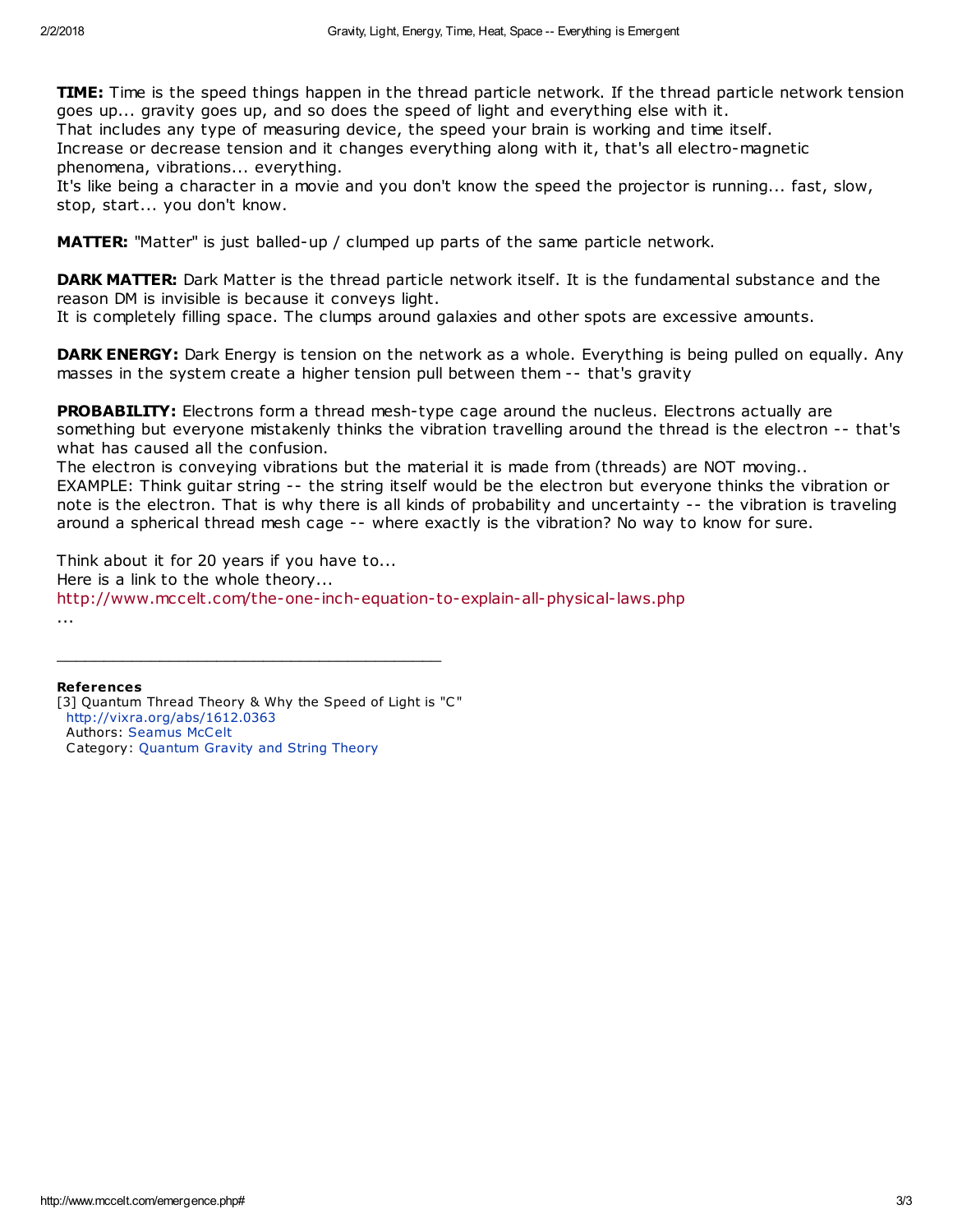**TIME:** Time is the speed things happen in the thread particle network. If the thread particle network tension goes up... gravity goes up, and so does the speed of light and everything else with it.
That includes any type of measuring device, the speed your brain is working and time itself.
Increase or decrease tension and it changes everything along with it, that's all electro-magnetic phenomena, vibrations... everything.
It's like being a character in a movie and you don't know the speed the projector is running... fast, slow, stop, start... you don't know.

**MATTER:** "Matter" is just balled-up / clumped up parts of the same particle network.

**DARK MATTER:** Dark Matter is the thread particle network itself. It is the fundamental substance and the reason DM is invisible is because it conveys light.
It is completely filling space. The clumps around galaxies and other spots are excessive amounts.

**DARK ENERGY:** Dark Energy is tension on the network as a whole. Everything is being pulled on equally. Any masses in the system create a higher tension pull between them -- that's gravity

**PROBABILITY:** Electrons form a thread mesh-type cage around the nucleus. Electrons actually are something but everyone mistakenly thinks the vibration travelling around the thread is the electron -- that's what has caused all the confusion.
The electron is conveying vibrations but the material it is made from (threads) are NOT moving..
EXAMPLE: Think guitar string -- the string itself would be the electron but everyone thinks the vibration or note is the electron. That is why there is all kinds of probability and uncertainty -- the vibration is traveling around a spherical thread mesh cage -- where exactly is the vibration? No way to know for sure.

Think about it for 20 years if you have to...
Here is a link to the whole theory...
http://www.mccelt.com/the-one-inch-equation-to-explain-all-physical-laws.php
...

---

**References**
[3] Quantum Thread Theory & Why the Speed of Light is "C"
http://vixra.org/abs/1612.0363
Authors: Seamus McCelt
Category: Quantum Gravity and String Theory